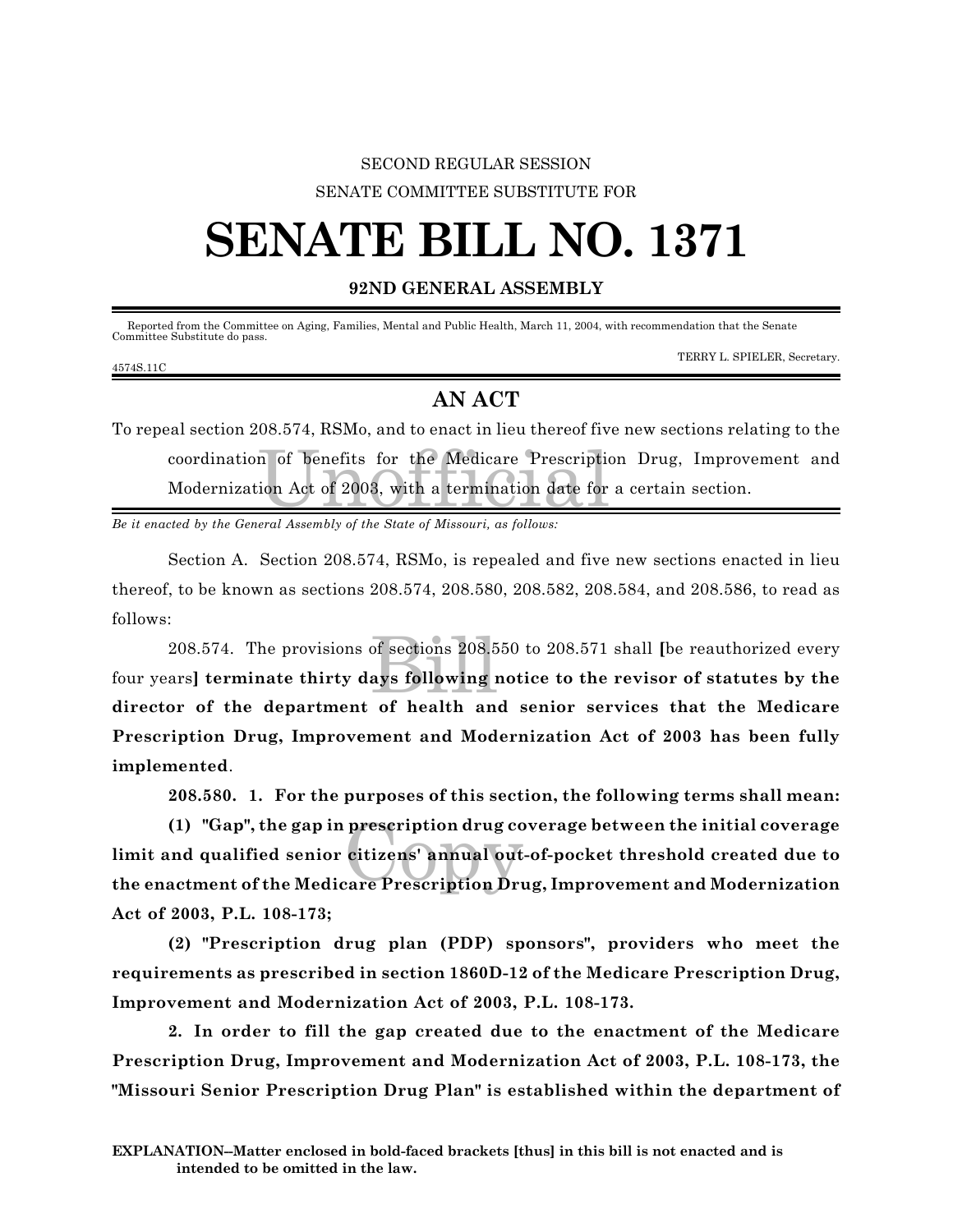SECOND REGULAR SESSION

SENATE COMMITTEE SUBSTITUTE FOR

# SENATE BILL NO. 1371

## 92ND GENERAL ASSEMBLY

Reported from the Committee on Aging, Families, Mental and Public Health, March 11, 2004, with recommendation that the Senate Committee Substitute do pass.

TERRY L. SPIELER, Secretary.

4574S.11C

## AN ACT

To repeal section 208.574, RSMo, and to enact in lieu thereof five new sections relating to the coordination of benefits for the Medicare Prescription Drug, Improvement and Modernization Act of 2003, with a termination date for a certain section.

*Be it enacted by the General Assembly of the State of Missouri, as follows:*

Section A. Section 208.574, RSMo, is repealed and five new sections enacted in lieu thereof, to be known as sections 208.574, 208.580, 208.582, 208.584, and 208.586, to read as follows:

208.574. The provisions of sections 208.550 to 208.571 shall **[**be reauthorized every four years**]** **terminate thirty days following notice to the revisor of statutes by the director of the department of health and senior services that the Medicare Prescription Drug, Improvement and Modernization Act of 2003 has been fully implemented**.

**208.580. 1. For the purposes of this section, the following terms shall mean:**

**(1) "Gap", the gap in prescription drug coverage between the initial coverage limit and qualified senior citizens' annual out-of-pocket threshold created due to the enactment of the Medicare Prescription Drug, Improvement and Modernization Act of 2003, P.L. 108-173;**

**(2) "Prescription drug plan (PDP) sponsors", providers who meet the requirements as prescribed in section 1860D-12 of the Medicare Prescription Drug, Improvement and Modernization Act of 2003, P.L. 108-173.**

**2. In order to fill the gap created due to the enactment of the Medicare Prescription Drug, Improvement and Modernization Act of 2003, P.L. 108-173, the "Missouri Senior Prescription Drug Plan" is established within the department of**

**EXPLANATION--Matter enclosed in bold-faced brackets [thus] in this bill is not enacted and is intended to be omitted in the law.**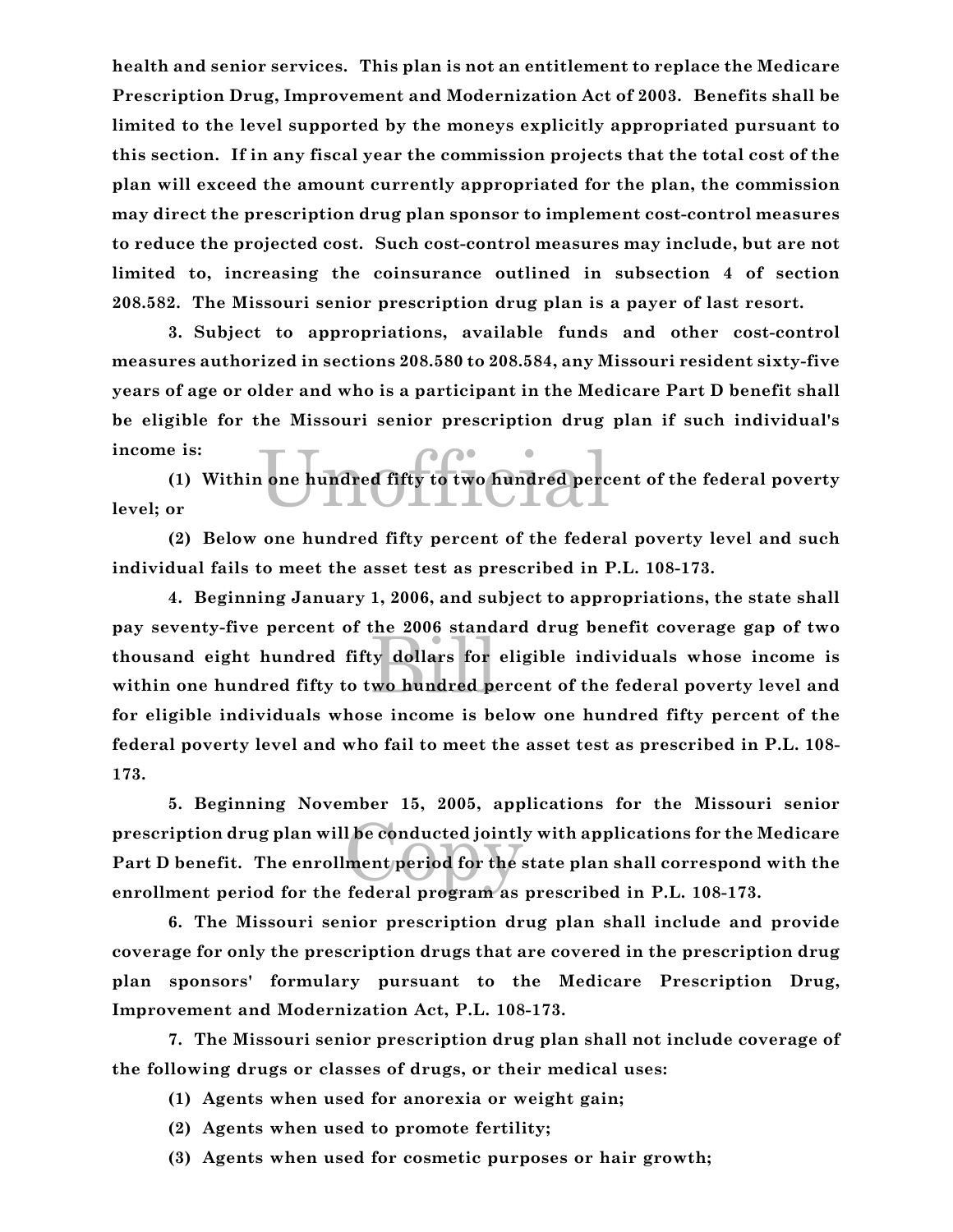health and senior services. This plan is not an entitlement to replace the Medicare Prescription Drug, Improvement and Modernization Act of 2003. Benefits shall be limited to the level supported by the moneys explicitly appropriated pursuant to this section. If in any fiscal year the commission projects that the total cost of the plan will exceed the amount currently appropriated for the plan, the commission may direct the prescription drug plan sponsor to implement cost-control measures to reduce the projected cost. Such cost-control measures may include, but are not limited to, increasing the coinsurance outlined in subsection 4 of section 208.582. The Missouri senior prescription drug plan is a payer of last resort.

3. Subject to appropriations, available funds and other cost-control measures authorized in sections 208.580 to 208.584, any Missouri resident sixty-five years of age or older and who is a participant in the Medicare Part D benefit shall be eligible for the Missouri senior prescription drug plan if such individual's income is:

(1) Within one hundred fifty to two hundred percent of the federal poverty level; or

(2) Below one hundred fifty percent of the federal poverty level and such individual fails to meet the asset test as prescribed in P.L. 108-173.

4. Beginning January 1, 2006, and subject to appropriations, the state shall pay seventy-five percent of the 2006 standard drug benefit coverage gap of two thousand eight hundred fifty dollars for eligible individuals whose income is within one hundred fifty to two hundred percent of the federal poverty level and for eligible individuals whose income is below one hundred fifty percent of the federal poverty level and who fail to meet the asset test as prescribed in P.L. 108-173.

5. Beginning November 15, 2005, applications for the Missouri senior prescription drug plan will be conducted jointly with applications for the Medicare Part D benefit. The enrollment period for the state plan shall correspond with the enrollment period for the federal program as prescribed in P.L. 108-173.

6. The Missouri senior prescription drug plan shall include and provide coverage for only the prescription drugs that are covered in the prescription drug plan sponsors' formulary pursuant to the Medicare Prescription Drug, Improvement and Modernization Act, P.L. 108-173.

7. The Missouri senior prescription drug plan shall not include coverage of the following drugs or classes of drugs, or their medical uses:

(1) Agents when used for anorexia or weight gain;

(2) Agents when used to promote fertility;

(3) Agents when used for cosmetic purposes or hair growth;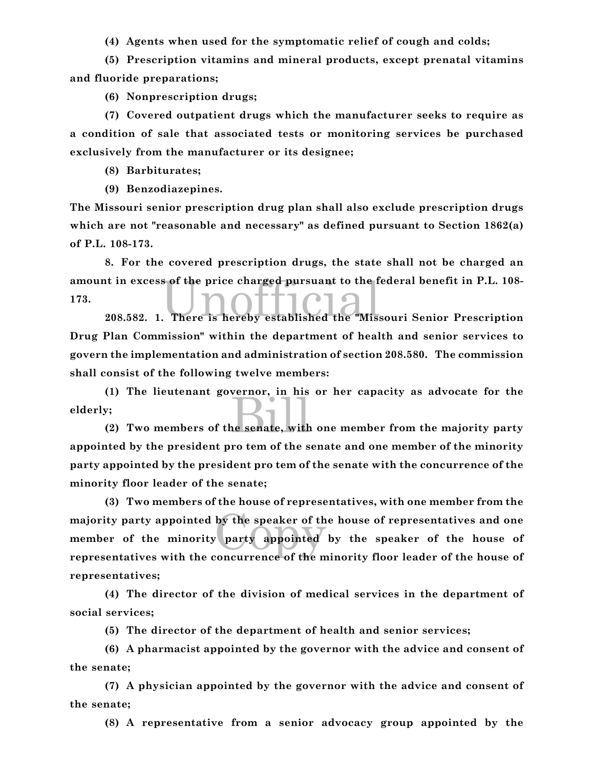**(4) Agents when used for the symptomatic relief of cough and colds;**

**(5) Prescription vitamins and mineral products, except prenatal vitamins and fluoride preparations;**

**(6) Nonprescription drugs;**

**(7) Covered outpatient drugs which the manufacturer seeks to require as a condition of sale that associated tests or monitoring services be purchased exclusively from the manufacturer or its designee;**

**(8) Barbiturates;**

**(9) Benzodiazepines.**

**The Missouri senior prescription drug plan shall also exclude prescription drugs which are not "reasonable and necessary" as defined pursuant to Section 1862(a) of P.L. 108-173.**

**8. For the covered prescription drugs, the state shall not be charged an amount in excess of the price charged pursuant to the federal benefit in P.L. 108-173.**

**208.582. 1. There is hereby established the "Missouri Senior Prescription Drug Plan Commission" within the department of health and senior services to govern the implementation and administration of section 208.580. The commission shall consist of the following twelve members:**

**(1) The lieutenant governor, in his or her capacity as advocate for the elderly;**

**(2) Two members of the senate, with one member from the majority party appointed by the president pro tem of the senate and one member of the minority party appointed by the president pro tem of the senate with the concurrence of the minority floor leader of the senate;**

**(3) Two members of the house of representatives, with one member from the majority party appointed by the speaker of the house of representatives and one member of the minority party appointed by the speaker of the house of representatives with the concurrence of the minority floor leader of the house of representatives;**

**(4) The director of the division of medical services in the department of social services;**

**(5) The director of the department of health and senior services;**

**(6) A pharmacist appointed by the governor with the advice and consent of the senate;**

**(7) A physician appointed by the governor with the advice and consent of the senate;**

**(8) A representative from a senior advocacy group appointed by the**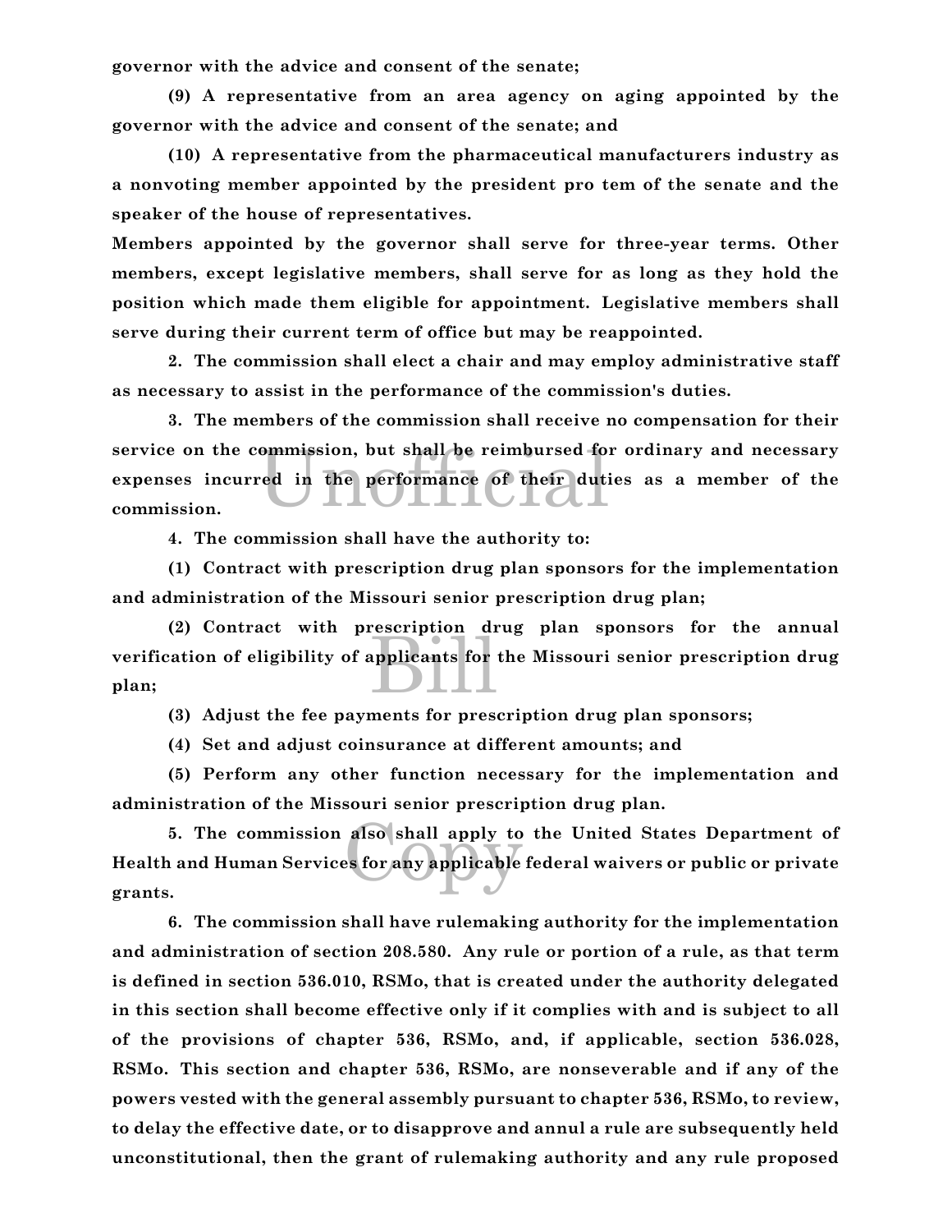**governor with the advice and consent of the senate;**

**(9) A representative from an area agency on aging appointed by the governor with the advice and consent of the senate; and**

**(10) A representative from the pharmaceutical manufacturers industry as a nonvoting member appointed by the president pro tem of the senate and the speaker of the house of representatives.**

**Members appointed by the governor shall serve for three-year terms. Other members, except legislative members, shall serve for as long as they hold the position which made them eligible for appointment. Legislative members shall serve during their current term of office but may be reappointed.**

**2. The commission shall elect a chair and may employ administrative staff as necessary to assist in the performance of the commission's duties.**

**3. The members of the commission shall receive no compensation for their service on the commission, but shall be reimbursed for ordinary and necessary expenses incurred in the performance of their duties as a member of the commission.**

**4. The commission shall have the authority to:**

**(1) Contract with prescription drug plan sponsors for the implementation and administration of the Missouri senior prescription drug plan;**

**(2) Contract with prescription drug plan sponsors for the annual verification of eligibility of applicants for the Missouri senior prescription drug plan;**

**(3) Adjust the fee payments for prescription drug plan sponsors;**

**(4) Set and adjust coinsurance at different amounts; and**

**(5) Perform any other function necessary for the implementation and administration of the Missouri senior prescription drug plan.**

**5. The commission also shall apply to the United States Department of Health and Human Services for any applicable federal waivers or public or private grants.**

**6. The commission shall have rulemaking authority for the implementation and administration of section 208.580. Any rule or portion of a rule, as that term is defined in section 536.010, RSMo, that is created under the authority delegated in this section shall become effective only if it complies with and is subject to all of the provisions of chapter 536, RSMo, and, if applicable, section 536.028, RSMo. This section and chapter 536, RSMo, are nonseverable and if any of the powers vested with the general assembly pursuant to chapter 536, RSMo, to review, to delay the effective date, or to disapprove and annul a rule are subsequently held unconstitutional, then the grant of rulemaking authority and any rule proposed**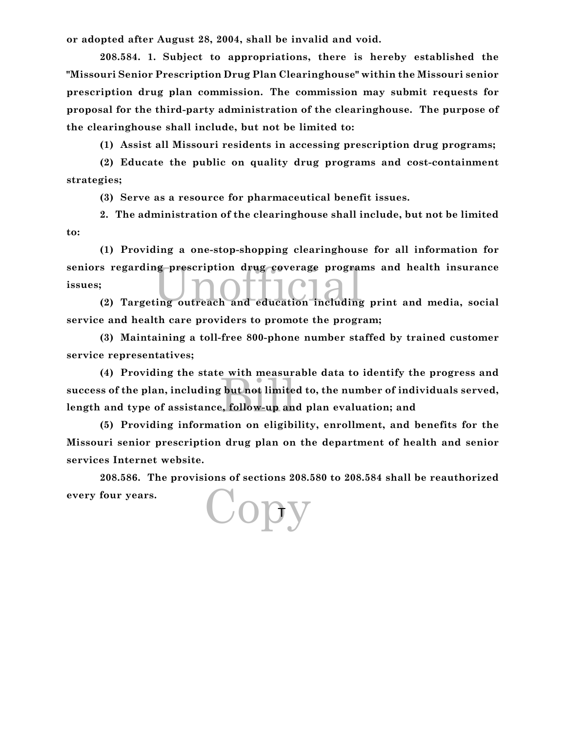**or adopted after August 28, 2004, shall be invalid and void.**

**208.584. 1. Subject to appropriations, there is hereby established the "Missouri Senior Prescription Drug Plan Clearinghouse" within the Missouri senior prescription drug plan commission. The commission may submit requests for proposal for the third-party administration of the clearinghouse. The purpose of the clearinghouse shall include, but not be limited to:**

**(1) Assist all Missouri residents in accessing prescription drug programs;**

**(2) Educate the public on quality drug programs and cost-containment strategies;**

**(3) Serve as a resource for pharmaceutical benefit issues.**

**2. The administration of the clearinghouse shall include, but not be limited to:**

**(1) Providing a one-stop-shopping clearinghouse for all information for seniors regarding prescription drug coverage programs and health insurance issues;**

**(2) Targeting outreach and education including print and media, social service and health care providers to promote the program;**

**(3) Maintaining a toll-free 800-phone number staffed by trained customer service representatives;**

**(4) Providing the state with measurable data to identify the progress and success of the plan, including but not limited to, the number of individuals served, length and type of assistance, follow-up and plan evaluation; and**

**(5) Providing information on eligibility, enrollment, and benefits for the Missouri senior prescription drug plan on the department of health and senior services Internet website.**

**208.586. The provisions of sections 208.580 to 208.584 shall be reauthorized every four years.**

T